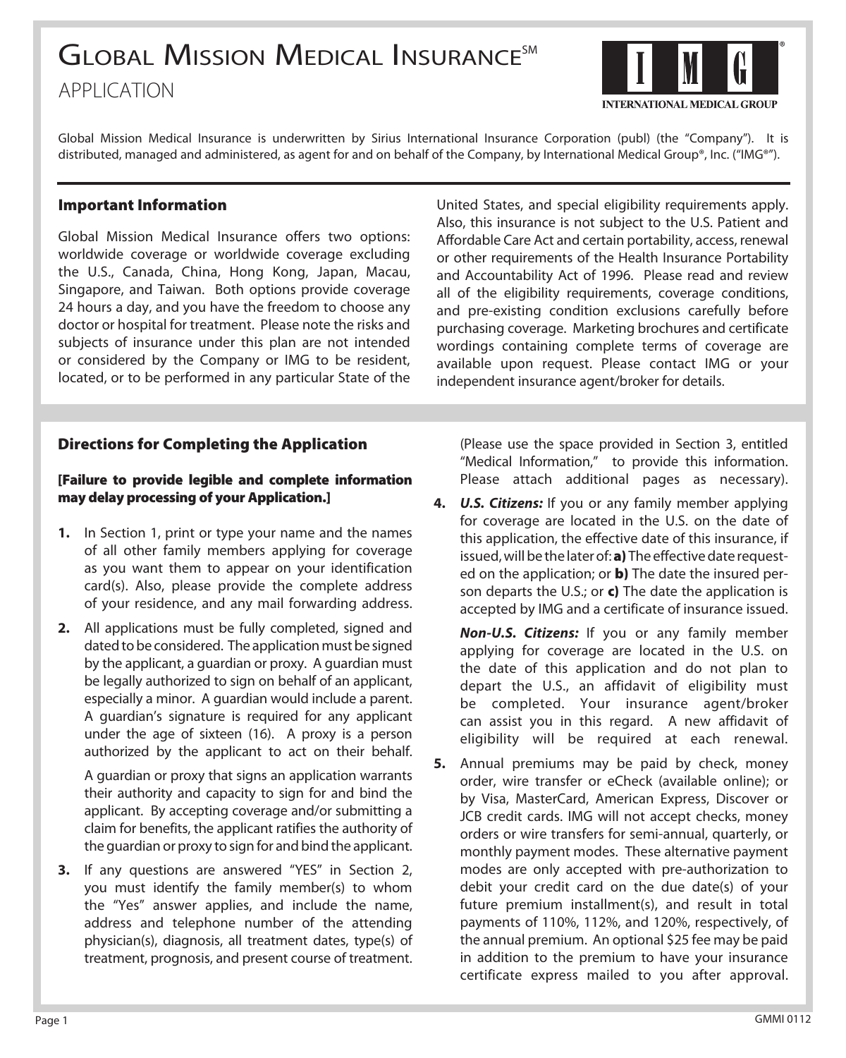# Global Mission Medical Insurance℠

## APPLICATION

Global Mission Medical Insurance is underwritten by Sirius International Insurance Corporation (publ) (the "Company"). It is distributed, managed and administered, as agent for and on behalf of the Company, by International Medical Group®, Inc. ("IMG®").

### Important Information

Global Mission Medical Insurance offers two options: worldwide coverage or worldwide coverage excluding the U.S., Canada, China, Hong Kong, Japan, Macau, Singapore, and Taiwan. Both options provide coverage 24 hours a day, and you have the freedom to choose any doctor or hospital for treatment. Please note the risks and subjects of insurance under this plan are not intended or considered by the Company or IMG to be resident, located, or to be performed in any particular State of the United States, and special eligibility requirements apply. Also, this insurance is not subject to the U.S. Patient and Affordable Care Act and certain portability, access, renewal or other requirements of the Health Insurance Portability and Accountability Act of 1996. Please read and review all of the eligibility requirements, coverage conditions, and pre-existing condition exclusions carefully before purchasing coverage. Marketing brochures and certificate wordings containing complete terms of coverage are available upon request. Please contact IMG or your independent insurance agent/broker for details.

### Directions for Completing the Application

**[Failure to provide legible and complete information may delay processing of your Application.]**

1. In Section 1, print or type your name and the names of all other family members applying for coverage as you want them to appear on your identification card(s). Also, please provide the complete address of your residence, and any mail forwarding address.

2. All applications must be fully completed, signed and dated to be considered. The application must be signed by the applicant, a guardian or proxy. A guardian must be legally authorized to sign on behalf of an applicant, especially a minor. A guardian would include a parent. A guardian's signature is required for any applicant under the age of sixteen (16). A proxy is a person authorized by the applicant to act on their behalf.

   A guardian or proxy that signs an application warrants their authority and capacity to sign for and bind the applicant. By accepting coverage and/or submitting a claim for benefits, the applicant ratifies the authority of the guardian or proxy to sign for and bind the applicant.

3. If any questions are answered "YES" in Section 2, you must identify the family member(s) to whom the "Yes" answer applies, and include the name, address and telephone number of the attending physician(s), diagnosis, all treatment dates, type(s) of treatment, prognosis, and present course of treatment. (Please use the space provided in Section 3, entitled "Medical Information," to provide this information. Please attach additional pages as necessary).

4. ***U.S. Citizens:*** If you or any family member applying for coverage are located in the U.S. on the date of this application, the effective date of this insurance, if issued, will be the later of: **a)** The effective date requested on the application; or **b)** The date the insured person departs the U.S.; or **c)** The date the application is accepted by IMG and a certificate of insurance issued.

   ***Non-U.S. Citizens:*** If you or any family member applying for coverage are located in the U.S. on the date of this application and do not plan to depart the U.S., an affidavit of eligibility must be completed. Your insurance agent/broker can assist you in this regard. A new affidavit of eligibility will be required at each renewal.

5. Annual premiums may be paid by check, money order, wire transfer or eCheck (available online); or by Visa, MasterCard, American Express, Discover or JCB credit cards. IMG will not accept checks, money orders or wire transfers for semi-annual, quarterly, or monthly payment modes. These alternative payment modes are only accepted with pre-authorization to debit your credit card on the due date(s) of your future premium installment(s), and result in total payments of 110%, 112%, and 120%, respectively, of the annual premium. An optional $25 fee may be paid in addition to the premium to have your insurance certificate express mailed to you after approval.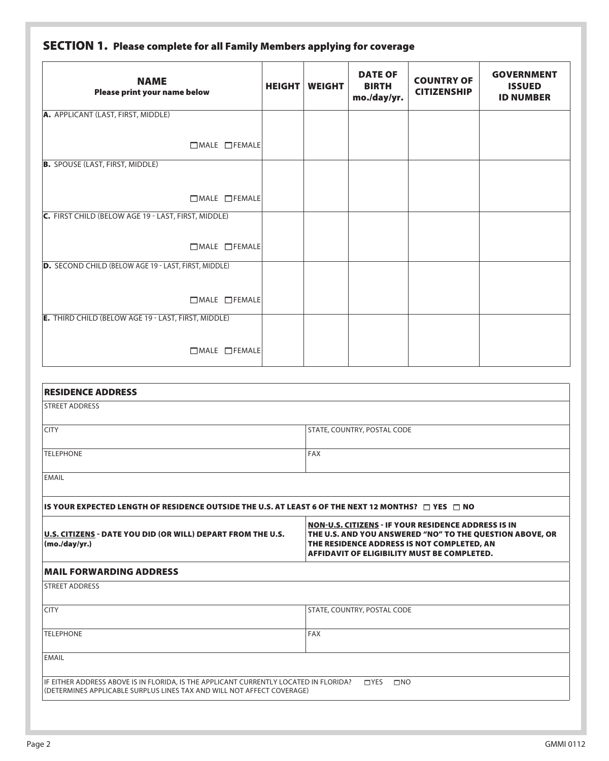## SECTION 1. Please complete for all Family Members applying for coverage

| NAME<br>Please print your name below | HEIGHT | WEIGHT | DATE OF BIRTH mo./day/yr. | COUNTRY OF CITIZENSHIP | GOVERNMENT ISSUED ID NUMBER |
|---|---|---|---|---|---|
| **A.** APPLICANT (LAST, FIRST, MIDDLE)<br>☐MALE ☐FEMALE | | | | | |
| **B.** SPOUSE (LAST, FIRST, MIDDLE)<br>☐MALE ☐FEMALE | | | | | |
| **C.** FIRST CHILD (BELOW AGE 19 - LAST, FIRST, MIDDLE)<br>☐MALE ☐FEMALE | | | | | |
| **D.** SECOND CHILD (BELOW AGE 19 - LAST, FIRST, MIDDLE)<br>☐MALE ☐FEMALE | | | | | |
| **E.** THIRD CHILD (BELOW AGE 19 - LAST, FIRST, MIDDLE)<br>☐MALE ☐FEMALE | | | | | |

### RESIDENCE ADDRESS

| | |
|---|---|
| STREET ADDRESS | |
| CITY | STATE, COUNTRY, POSTAL CODE |
| TELEPHONE | FAX |
| EMAIL | |

**IS YOUR EXPECTED LENGTH OF RESIDENCE OUTSIDE THE U.S. AT LEAST 6 OF THE NEXT 12 MONTHS? ☐ YES ☐ NO**

| | |
|---|---|
| **U.S. CITIZENS - DATE YOU DID (OR WILL) DEPART FROM THE U.S. (mo./day/yr.)** | **NON-U.S. CITIZENS - IF YOUR RESIDENCE ADDRESS IS IN THE U.S. AND YOU ANSWERED "NO" TO THE QUESTION ABOVE, OR THE RESIDENCE ADDRESS IS NOT COMPLETED, AN AFFIDAVIT OF ELIGIBILITY MUST BE COMPLETED.** |

### MAIL FORWARDING ADDRESS

| | |
|---|---|
| STREET ADDRESS | |
| CITY | STATE, COUNTRY, POSTAL CODE |
| TELEPHONE | FAX |
| EMAIL | |

IF EITHER ADDRESS ABOVE IS IN FLORIDA, IS THE APPLICANT CURRENTLY LOCATED IN FLORIDA? ☐YES ☐NO
(DETERMINES APPLICABLE SURPLUS LINES TAX AND WILL NOT AFFECT COVERAGE)

GMMI 0112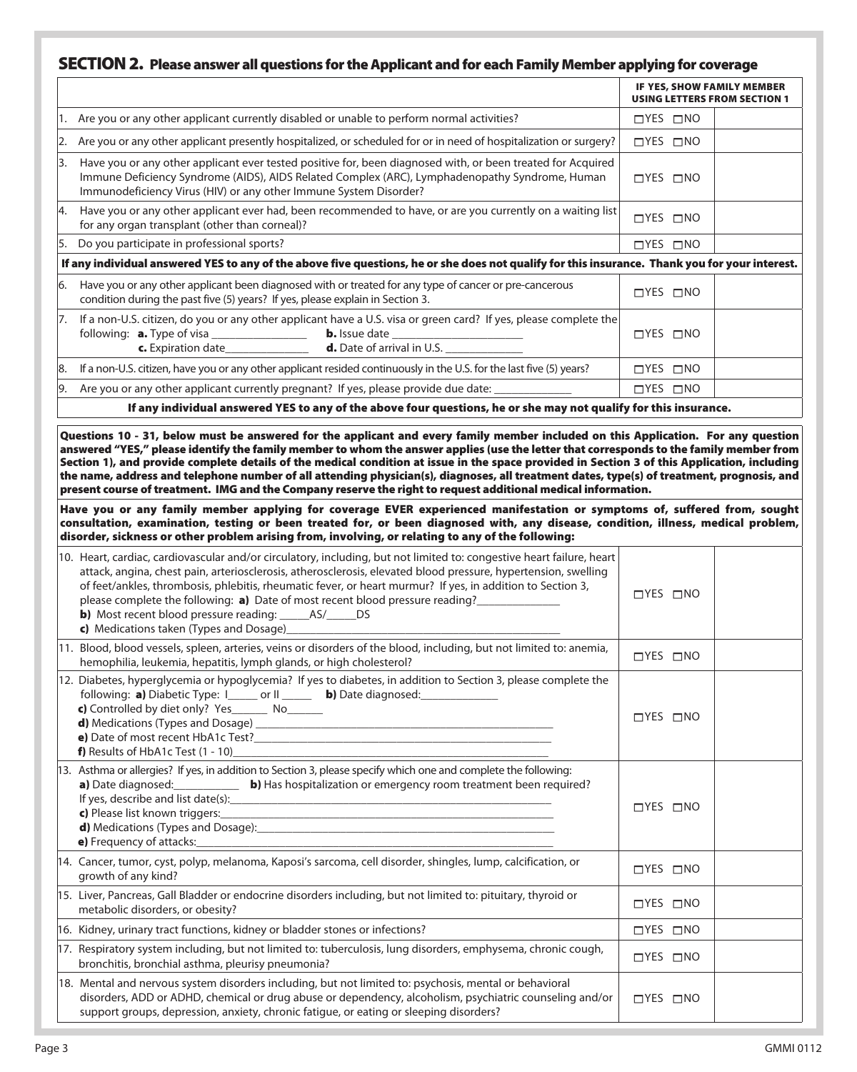## SECTION 2. Please answer all questions for the Applicant and for each Family Member applying for coverage

| | | IF YES, SHOW FAMILY MEMBER USING LETTERS FROM SECTION 1 |
|---|---|---|
| 1. Are you or any other applicant currently disabled or unable to perform normal activities? | ☐YES ☐NO | |
| 2. Are you or any other applicant presently hospitalized, or scheduled for or in need of hospitalization or surgery? | ☐YES ☐NO | |
| 3. Have you or any other applicant ever tested positive for, been diagnosed with, or been treated for Acquired Immune Deficiency Syndrome (AIDS), AIDS Related Complex (ARC), Lymphadenopathy Syndrome, Human Immunodeficiency Virus (HIV) or any other Immune System Disorder? | ☐YES ☐NO | |
| 4. Have you or any other applicant ever had, been recommended to have, or are you currently on a waiting list for any organ transplant (other than corneal)? | ☐YES ☐NO | |
| 5. Do you participate in professional sports? | ☐YES ☐NO | |
| **If any individual answered YES to any of the above five questions, he or she does not qualify for this insurance. Thank you for your interest.** | | |
| 6. Have you or any other applicant been diagnosed with or treated for any type of cancer or pre-cancerous condition during the past five (5) years? If yes, please explain in Section 3. | ☐YES ☐NO | |
| 7. If a non-U.S. citizen, do you or any other applicant have a U.S. visa or green card? If yes, please complete the following: **a.** Type of visa ____________ **b.** Issue date ________________ **c.** Expiration date___________ **d.** Date of arrival in U.S. ___________ | ☐YES ☐NO | |
| 8. If a non-U.S. citizen, have you or any other applicant resided continuously in the U.S. for the last five (5) years? | ☐YES ☐NO | |
| 9. Are you or any other applicant currently pregnant? If yes, please provide due date: ___________ | ☐YES ☐NO | |
| **If any individual answered YES to any of the above four questions, he or she may not qualify for this insurance.** | | |

**Questions 10 - 31, below must be answered for the applicant and every family member included on this Application. For any question answered "YES," please identify the family member to whom the answer applies (use the letter that corresponds to the family member from Section 1), and provide complete details of the medical condition at issue in the space provided in Section 3 of this Application, including the name, address and telephone number of all attending physician(s), diagnoses, all treatment dates, type(s) of treatment, prognosis, and present course of treatment. IMG and the Company reserve the right to request additional medical information.**

**Have you or any family member applying for coverage EVER experienced manifestation or symptoms of, suffered from, sought consultation, examination, testing or been treated for, or been diagnosed with, any disease, condition, illness, medical problem, disorder, sickness or other problem arising from, involving, or relating to any of the following:**

| | | |
|---|---|---|
| 10. Heart, cardiac, cardiovascular and/or circulatory, including, but not limited to: congestive heart failure, heart attack, angina, chest pain, arteriosclerosis, atherosclerosis, elevated blood pressure, hypertension, swelling of feet/ankles, thrombosis, phlebitis, rheumatic fever, or heart murmur? If yes, in addition to Section 3, please complete the following: **a)** Date of most recent blood pressure reading?___________ **b)** Most recent blood pressure reading: _____AS/_____DS **c)** Medications taken (Types and Dosage)_______________ | ☐YES ☐NO | |
| 11. Blood, blood vessels, spleen, arteries, veins or disorders of the blood, including, but not limited to: anemia, hemophilia, leukemia, hepatitis, lymph glands, or high cholesterol? | ☐YES ☐NO | |
| 12. Diabetes, hyperglycemia or hypoglycemia? If yes to diabetes, in addition to Section 3, please complete the following: **a)** Diabetic Type: I_____ or II _____ **b)** Date diagnosed:___________ **c)** Controlled by diet only? Yes______ No______ **d)** Medications (Types and Dosage) ___________ **e)** Date of most recent HbA1c Test?___________ **f)** Results of HbA1c Test (1 - 10)___________ | ☐YES ☐NO | |
| 13. Asthma or allergies? If yes, in addition to Section 3, please specify which one and complete the following: **a)** Date diagnosed:__________ **b)** Has hospitalization or emergency room treatment been required? If yes, describe and list date(s):___________ **c)** Please list known triggers:___________ **d)** Medications (Types and Dosage):___________ **e)** Frequency of attacks:___________ | ☐YES ☐NO | |
| 14. Cancer, tumor, cyst, polyp, melanoma, Kaposi's sarcoma, cell disorder, shingles, lump, calcification, or growth of any kind? | ☐YES ☐NO | |
| 15. Liver, Pancreas, Gall Bladder or endocrine disorders including, but not limited to: pituitary, thyroid or metabolic disorders, or obesity? | ☐YES ☐NO | |
| 16. Kidney, urinary tract functions, kidney or bladder stones or infections? | ☐YES ☐NO | |
| 17. Respiratory system including, but not limited to: tuberculosis, lung disorders, emphysema, chronic cough, bronchitis, bronchial asthma, pleurisy pneumonia? | ☐YES ☐NO | |
| 18. Mental and nervous system disorders including, but not limited to: psychosis, mental or behavioral disorders, ADD or ADHD, chemical or drug abuse or dependency, alcoholism, psychiatric counseling and/or support groups, depression, anxiety, chronic fatigue, or eating or sleeping disorders? | ☐YES ☐NO | |

GMMI 0112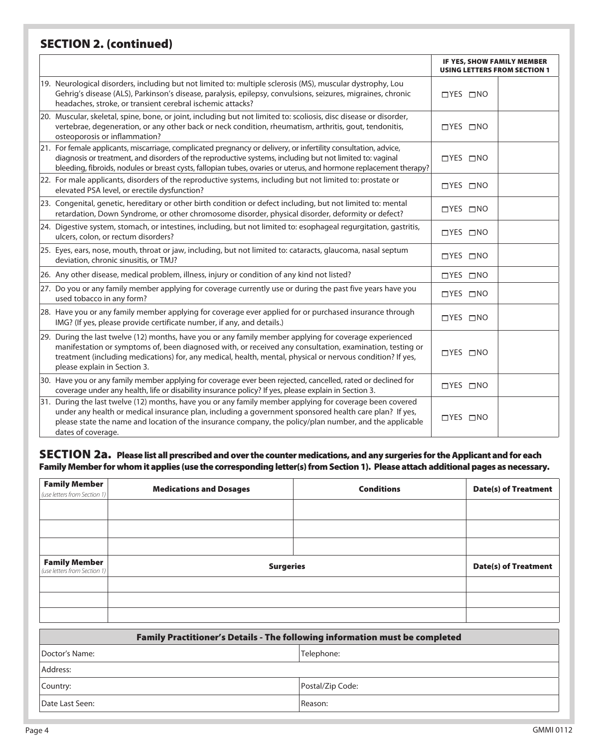## SECTION 2. (continued)

| | | IF YES, SHOW FAMILY MEMBER USING LETTERS FROM SECTION 1 |
|---|---|---|
| 19. Neurological disorders, including but not limited to: multiple sclerosis (MS), muscular dystrophy, Lou Gehrig's disease (ALS), Parkinson's disease, paralysis, epilepsy, convulsions, seizures, migraines, chronic headaches, stroke, or transient cerebral ischemic attacks? | ☐YES ☐NO | |
| 20. Muscular, skeletal, spine, bone, or joint, including but not limited to: scoliosis, disc disease or disorder, vertebrae, degeneration, or any other back or neck condition, rheumatism, arthritis, gout, tendonitis, osteoporosis or inflammation? | ☐YES ☐NO | |
| 21. For female applicants, miscarriage, complicated pregnancy or delivery, or infertility consultation, advice, diagnosis or treatment, and disorders of the reproductive systems, including but not limited to: vaginal bleeding, fibroids, nodules or breast cysts, fallopian tubes, ovaries or uterus, and hormone replacement therapy? | ☐YES ☐NO | |
| 22. For male applicants, disorders of the reproductive systems, including but not limited to: prostate or elevated PSA level, or erectile dysfunction? | ☐YES ☐NO | |
| 23. Congenital, genetic, hereditary or other birth condition or defect including, but not limited to: mental retardation, Down Syndrome, or other chromosome disorder, physical disorder, deformity or defect? | ☐YES ☐NO | |
| 24. Digestive system, stomach, or intestines, including, but not limited to: esophageal regurgitation, gastritis, ulcers, colon, or rectum disorders? | ☐YES ☐NO | |
| 25. Eyes, ears, nose, mouth, throat or jaw, including, but not limited to: cataracts, glaucoma, nasal septum deviation, chronic sinusitis, or TMJ? | ☐YES ☐NO | |
| 26. Any other disease, medical problem, illness, injury or condition of any kind not listed? | ☐YES ☐NO | |
| 27. Do you or any family member applying for coverage currently use or during the past five years have you used tobacco in any form? | ☐YES ☐NO | |
| 28. Have you or any family member applying for coverage ever applied for or purchased insurance through IMG? (If yes, please provide certificate number, if any, and details.) | ☐YES ☐NO | |
| 29. During the last twelve (12) months, have you or any family member applying for coverage experienced manifestation or symptoms of, been diagnosed with, or received any consultation, examination, testing or treatment (including medications) for, any medical, health, mental, physical or nervous condition? If yes, please explain in Section 3. | ☐YES ☐NO | |
| 30. Have you or any family member applying for coverage ever been rejected, cancelled, rated or declined for coverage under any health, life or disability insurance policy? If yes, please explain in Section 3. | ☐YES ☐NO | |
| 31. During the last twelve (12) months, have you or any family member applying for coverage been covered under any health or medical insurance plan, including a government sponsored health care plan? If yes, please state the name and location of the insurance company, the policy/plan number, and the applicable dates of coverage. | ☐YES ☐NO | |

## SECTION 2a. Please list all prescribed and over the counter medications, and any surgeries for the Applicant and for each Family Member for whom it applies (use the corresponding letter(s) from Section 1). Please attach additional pages as necessary.

| Family Member *(use letters from Section 1)* | Medications and Dosages | Conditions | Date(s) of Treatment |
|---|---|---|---|
| | | | |
| | | | |
| | | | |

| Family Member *(use letters from Section 1)* | Surgeries | Date(s) of Treatment |
|---|---|---|
| | | |
| | | |
| | | |

| Family Practitioner's Details - The following information must be completed | |
|---|---|
| Doctor's Name: | Telephone: |
| Address: | |
| Country: | Postal/Zip Code: |
| Date Last Seen: | Reason: |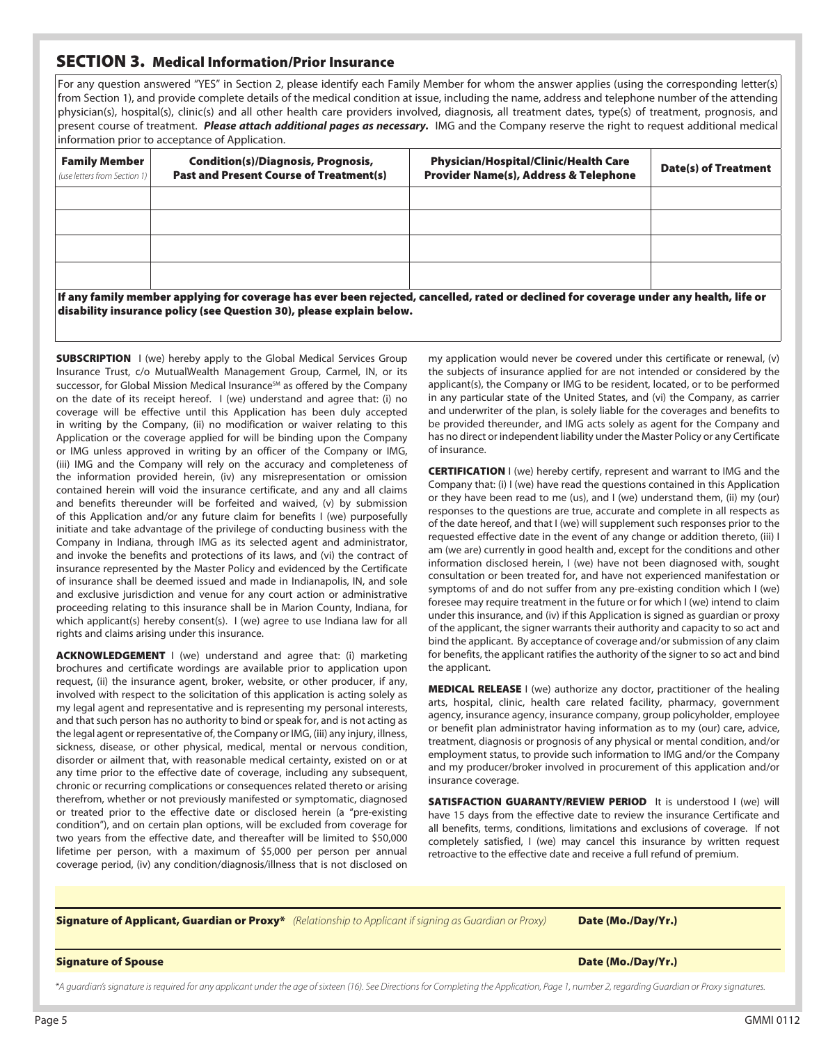## SECTION 3. Medical Information/Prior Insurance

For any question answered "YES" in Section 2, please identify each Family Member for whom the answer applies (using the corresponding letter(s) from Section 1), and provide complete details of the medical condition at issue, including the name, address and telephone number of the attending physician(s), hospital(s), clinic(s) and all other health care providers involved, diagnosis, all treatment dates, type(s) of treatment, prognosis, and present course of treatment. ***Please attach additional pages as necessary.*** IMG and the Company reserve the right to request additional medical information prior to acceptance of Application.

| **Family Member** *(use letters from Section 1)* | **Condition(s)/Diagnosis, Prognosis, Past and Present Course of Treatment(s)** | **Physician/Hospital/Clinic/Health Care Provider Name(s), Address & Telephone** | **Date(s) of Treatment** |
|---|---|---|---|
| | | | |
| | | | |
| | | | |
| | | | |

**If any family member applying for coverage has ever been rejected, cancelled, rated or declined for coverage under any health, life or disability insurance policy (see Question 30), please explain below.**

**SUBSCRIPTION** I (we) hereby apply to the Global Medical Services Group Insurance Trust, c/o MutualWealth Management Group, Carmel, IN, or its successor, for Global Mission Medical Insurance℠ as offered by the Company on the date of its receipt hereof. I (we) understand and agree that: (i) no coverage will be effective until this Application has been duly accepted in writing by the Company, (ii) no modification or waiver relating to this Application or the coverage applied for will be binding upon the Company or IMG unless approved in writing by an officer of the Company or IMG, (iii) IMG and the Company will rely on the accuracy and completeness of the information provided herein, (iv) any misrepresentation or omission contained herein will void the insurance certificate, and any and all claims and benefits thereunder will be forfeited and waived, (v) by submission of this Application and/or any future claim for benefits I (we) purposefully initiate and take advantage of the privilege of conducting business with the Company in Indiana, through IMG as its selected agent and administrator, and invoke the benefits and protections of its laws, and (vi) the contract of insurance represented by the Master Policy and evidenced by the Certificate of insurance shall be deemed issued and made in Indianapolis, IN, and sole and exclusive jurisdiction and venue for any court action or administrative proceeding relating to this insurance shall be in Marion County, Indiana, for which applicant(s) hereby consent(s). I (we) agree to use Indiana law for all rights and claims arising under this insurance.

**ACKNOWLEDGEMENT** I (we) understand and agree that: (i) marketing brochures and certificate wordings are available prior to application upon request, (ii) the insurance agent, broker, website, or other producer, if any, involved with respect to the solicitation of this application is acting solely as my legal agent and representative and is representing my personal interests, and that such person has no authority to bind or speak for, and is not acting as the legal agent or representative of, the Company or IMG, (iii) any injury, illness, sickness, disease, or other physical, medical, mental or nervous condition, disorder or ailment that, with reasonable medical certainty, existed on or at any time prior to the effective date of coverage, including any subsequent, chronic or recurring complications or consequences related thereto or arising therefrom, whether or not previously manifested or symptomatic, diagnosed or treated prior to the effective date or disclosed herein (a "pre-existing condition"), and on certain plan options, will be excluded from coverage for two years from the effective date, and thereafter will be limited to $50,000 lifetime per person, with a maximum of $5,000 per person per annual coverage period, (iv) any condition/diagnosis/illness that is not disclosed on my application would never be covered under this certificate or renewal, (v) the subjects of insurance applied for are not intended or considered by the applicant(s), the Company or IMG to be resident, located, or to be performed in any particular state of the United States, and (vi) the Company, as carrier and underwriter of the plan, is solely liable for the coverages and benefits to be provided thereunder, and IMG acts solely as agent for the Company and has no direct or independent liability under the Master Policy or any Certificate of insurance.

**CERTIFICATION** I (we) hereby certify, represent and warrant to IMG and the Company that: (i) I (we) have read the questions contained in this Application or they have been read to me (us), and I (we) understand them, (ii) my (our) responses to the questions are true, accurate and complete in all respects as of the date hereof, and that I (we) will supplement such responses prior to the requested effective date in the event of any change or addition thereto, (iii) I am (we are) currently in good health and, except for the conditions and other information disclosed herein, I (we) have not been diagnosed with, sought consultation or been treated for, and have not experienced manifestation or symptoms of and do not suffer from any pre-existing condition which I (we) foresee may require treatment in the future or for which I (we) intend to claim under this insurance, and (iv) if this Application is signed as guardian or proxy of the applicant, the signer warrants their authority and capacity to so act and bind the applicant. By acceptance of coverage and/or submission of any claim for benefits, the applicant ratifies the authority of the signer to so act and bind the applicant.

**MEDICAL RELEASE** I (we) authorize any doctor, practitioner of the healing arts, hospital, clinic, health care related facility, pharmacy, government agency, insurance agency, insurance company, group policyholder, employee or benefit plan administrator having information as to my (our) care, advice, treatment, diagnosis or prognosis of any physical or mental condition, and/or employment status, to provide such information to IMG and/or the Company and my producer/broker involved in procurement of this application and/or insurance coverage.

**SATISFACTION GUARANTY/REVIEW PERIOD** It is understood I (we) will have 15 days from the effective date to review the insurance Certificate and all benefits, terms, conditions, limitations and exclusions of coverage. If not completely satisfied, I (we) may cancel this insurance by written request retroactive to the effective date and receive a full refund of premium.

**Signature of Applicant, Guardian or Proxy\*** *(Relationship to Applicant if signing as Guardian or Proxy)* **Date (Mo./Day/Yr.)**

**Signature of Spouse** **Date (Mo./Day/Yr.)**

*\*A guardian's signature is required for any applicant under the age of sixteen (16). See Directions for Completing the Application, Page 1, number 2, regarding Guardian or Proxy signatures.*

GMMI 0112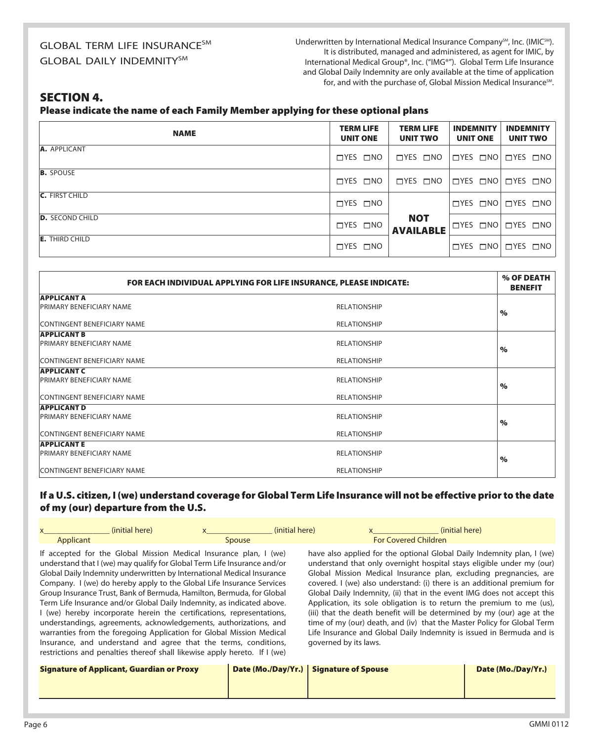GLOBAL TERM LIFE INSURANCE[SM]
GLOBAL DAILY INDEMNITY[SM]

Underwritten by International Medical Insurance Company[SM], Inc. (IMIC[SM]). It is distributed, managed and administered, as agent for IMIC, by International Medical Group®, Inc. ("IMG®"). Global Term Life Insurance and Global Daily Indemnity are only available at the time of application for, and with the purchase of, Global Mission Medical Insurance[SM].

## SECTION 4.

### Please indicate the name of each Family Member applying for these optional plans

| NAME | TERM LIFE UNIT ONE | TERM LIFE UNIT TWO | INDEMNITY UNIT ONE | INDEMNITY UNIT TWO |
|---|---|---|---|---|
| **A.** APPLICANT | ☐YES ☐NO | ☐YES ☐NO | ☐YES ☐NO | ☐YES ☐NO |
| **B.** SPOUSE | ☐YES ☐NO | ☐YES ☐NO | ☐YES ☐NO | ☐YES ☐NO |
| **C.** FIRST CHILD | ☐YES ☐NO | **NOT AVAILABLE** | ☐YES ☐NO | ☐YES ☐NO |
| **D.** SECOND CHILD | ☐YES ☐NO | | ☐YES ☐NO | ☐YES ☐NO |
| **E.** THIRD CHILD | ☐YES ☐NO | | ☐YES ☐NO | ☐YES ☐NO |

| FOR EACH INDIVIDUAL APPLYING FOR LIFE INSURANCE, PLEASE INDICATE: | | % OF DEATH BENEFIT |
|---|---|---|
| **APPLICANT A** | | |
| PRIMARY BENEFICIARY NAME | RELATIONSHIP | % |
| CONTINGENT BENEFICIARY NAME | RELATIONSHIP | |
| **APPLICANT B** | | |
| PRIMARY BENEFICIARY NAME | RELATIONSHIP | % |
| CONTINGENT BENEFICIARY NAME | RELATIONSHIP | |
| **APPLICANT C** | | |
| PRIMARY BENEFICIARY NAME | RELATIONSHIP | % |
| CONTINGENT BENEFICIARY NAME | RELATIONSHIP | |
| **APPLICANT D** | | |
| PRIMARY BENEFICIARY NAME | RELATIONSHIP | % |
| CONTINGENT BENEFICIARY NAME | RELATIONSHIP | |
| **APPLICANT E** | | |
| PRIMARY BENEFICIARY NAME | RELATIONSHIP | % |
| CONTINGENT BENEFICIARY NAME | RELATIONSHIP | |

**If a U.S. citizen, I (we) understand coverage for Global Term Life Insurance will not be effective prior to the date of my (our) departure from the U.S.**

x_______________ (initial here) Applicant    x_______________ (initial here) Spouse    x_______________ (initial here) For Covered Children

If accepted for the Global Mission Medical Insurance plan, I (we) understand that I (we) may qualify for Global Term Life Insurance and/or Global Daily Indemnity underwritten by International Medical Insurance Company. I (we) do hereby apply to the Global Life Insurance Services Group Insurance Trust, Bank of Bermuda, Hamilton, Bermuda, for Global Term Life Insurance and/or Global Daily Indemnity, as indicated above. I (we) hereby incorporate herein the certifications, representations, understandings, agreements, acknowledgements, authorizations, and warranties from the foregoing Application for Global Mission Medical Insurance, and understand and agree that the terms, conditions, restrictions and penalties thereof shall likewise apply hereto. If I (we) have also applied for the optional Global Daily Indemnity plan, I (we) understand that only overnight hospital stays eligible under my (our) Global Mission Medical Insurance plan, excluding pregnancies, are covered. I (we) also understand: (i) there is an additional premium for Global Daily Indemnity, (ii) that in the event IMG does not accept this Application, its sole obligation is to return the premium to me (us), (iii) that the death benefit will be determined by my (our) age at the time of my (our) death, and (iv) that the Master Policy for Global Term Life Insurance and Global Daily Indemnity is issued in Bermuda and is governed by its laws.

| Signature of Applicant, Guardian or Proxy | Date (Mo./Day/Yr.) | Signature of Spouse | Date (Mo./Day/Yr.) |
|---|---|---|---|
| | | | |

GMMI 0112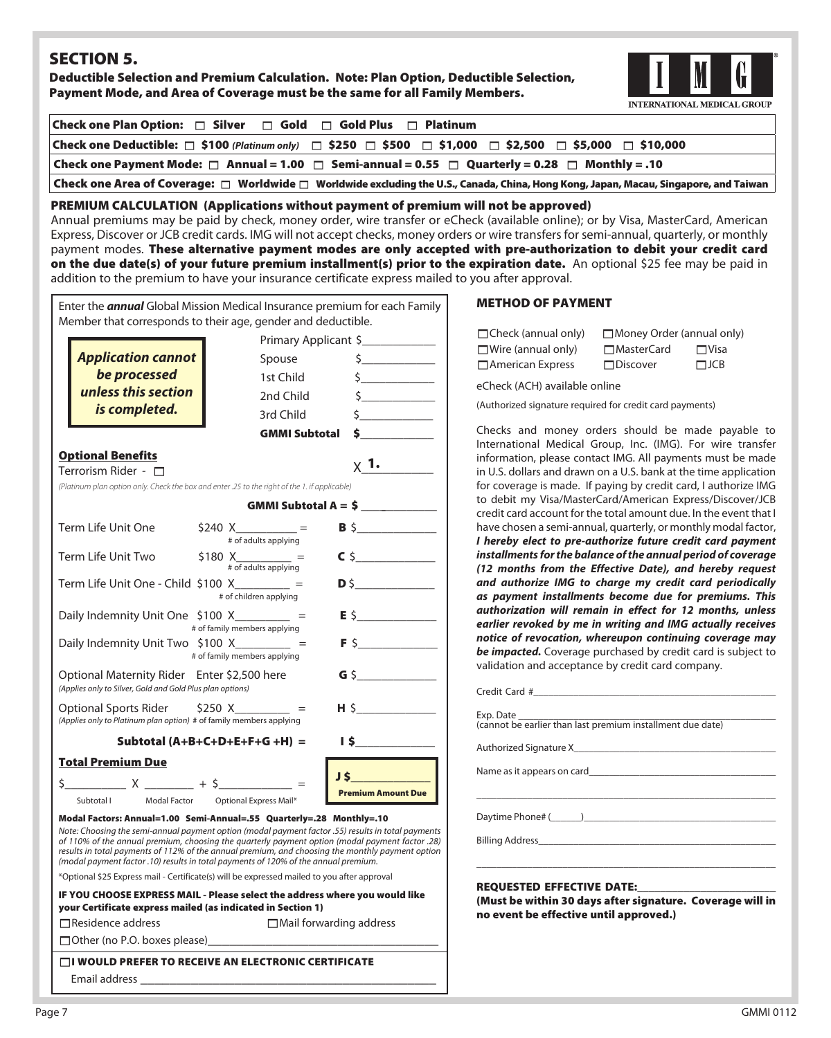## SECTION 5.

**Deductible Selection and Premium Calculation. Note: Plan Option, Deductible Selection, Payment Mode, and Area of Coverage must be the same for all Family Members.**

INTERNATIONAL MEDICAL GROUP

| |
|---|
| **Check one Plan Option:** ☐ **Silver** ☐ **Gold** ☐ **Gold Plus** ☐ **Platinum** |
| **Check one Deductible:** ☐ **$100** *(Platinum only)* ☐ **$250** ☐ **$500** ☐ **$1,000** ☐ **$2,500** ☐ **$5,000** ☐ **$10,000** |
| **Check one Payment Mode:** ☐ **Annual = 1.00** ☐ **Semi-annual = 0.55** ☐ **Quarterly = 0.28** ☐ **Monthly = .10** |
| **Check one Area of Coverage:** ☐ **Worldwide** ☐ **Worldwide excluding the U.S., Canada, China, Hong Kong, Japan, Macau, Singapore, and Taiwan** |

**PREMIUM CALCULATION (Applications without payment of premium will not be approved)**

Annual premiums may be paid by check, money order, wire transfer or eCheck (available online); or by Visa, MasterCard, American Express, Discover or JCB credit cards. IMG will not accept checks, money orders or wire transfers for semi-annual, quarterly, or monthly payment modes. **These alternative payment modes are only accepted with pre-authorization to debit your credit card on the due date(s) of your future premium installment(s) prior to the expiration date.** An optional $25 fee may be paid in addition to the premium to have your insurance certificate express mailed to you after approval.

Enter the ***annual*** Global Mission Medical Insurance premium for each Family Member that corresponds to their age, gender and deductible.

***Application cannot be processed unless this section is completed.***

| | |
|---|---|
| Primary Applicant | $____________ |
| Spouse | $____________ |
| 1st Child | $____________ |
| 2nd Child | $____________ |
| 3rd Child | $____________ |
| **GMMI Subtotal** | **$____________** |

**Optional Benefits**

Terrorism Rider - ☐ X **1.**__________

*(Platinum plan option only. Check the box and enter .25 to the right of the 1. if applicable)*

**GMMI Subtotal A = $ ____________**

| | | |
|---|---|---|
| Term Life Unit One | $240 X__________ = (# of adults applying) | **B** $____________ |
| Term Life Unit Two | $180 X__________ = (# of adults applying) | **C** $____________ |
| Term Life Unit One - Child | $100 X__________ = (# of children applying) | **D** $____________ |
| Daily Indemnity Unit One | $100 X__________ = (# of family members applying) | **E** $____________ |
| Daily Indemnity Unit Two | $100 X__________ = (# of family members applying) | **F** $____________ |
| Optional Maternity Rider *(Applies only to Silver, Gold and Gold Plus plan options)* | Enter $2,500 here | **G** $____________ |
| Optional Sports Rider *(Applies only to Platinum plan option)* | $250 X__________ = (# of family members applying) | **H** $____________ |
| **Subtotal (A+B+C+D+E+F+G +H) =** | | **I $____________** |

**Total Premium Due**

$__________ X ________ + $____________ = **J $____________ Premium Amount Due**

Subtotal I — Modal Factor — Optional Express Mail*

**Modal Factors: Annual=1.00 Semi-Annual=.55 Quarterly=.28 Monthly=.10**

*Note: Choosing the semi-annual payment option (modal payment factor .55) results in total payments of 110% of the annual premium, choosing the quarterly payment option (modal payment factor .28) results in total payments of 112% of the annual premium, and choosing the monthly payment option (modal payment factor .10) results in total payments of 120% of the annual premium.*

*Optional $25 Express mail - Certificate(s) will be expressed mailed to you after approval

**IF YOU CHOOSE EXPRESS MAIL - Please select the address where you would like your Certificate express mailed (as indicated in Section 1)**

☐Residence address ☐Mail forwarding address

☐Other (no P.O. boxes please)________________________________

☐**I WOULD PREFER TO RECEIVE AN ELECTRONIC CERTIFICATE**

Email address ________________________________

**METHOD OF PAYMENT**

☐Check (annual only) ☐Money Order (annual only)
☐Wire (annual only) ☐MasterCard ☐Visa
☐American Express ☐Discover ☐JCB

eCheck (ACH) available online

(Authorized signature required for credit card payments)

Checks and money orders should be made payable to International Medical Group, Inc. (IMG). For wire transfer information, please contact IMG. All payments must be made in U.S. dollars and drawn on a U.S. bank at the time application for coverage is made. If paying by credit card, I authorize IMG to debit my Visa/MasterCard/American Express/Discover/JCB credit card account for the total amount due. In the event that I have chosen a semi-annual, quarterly, or monthly modal factor, ***I hereby elect to pre-authorize future credit card payment installments for the balance of the annual period of coverage (12 months from the Effective Date), and hereby request and authorize IMG to charge my credit card periodically as payment installments become due for premiums. This authorization will remain in effect for 12 months, unless earlier revoked by me in writing and IMG actually receives notice of revocation, whereupon continuing coverage may be impacted.*** Coverage purchased by credit card is subject to validation and acceptance by credit card company.

Credit Card #________________________________

Exp. Date ________________________________
(cannot be earlier than last premium installment due date)

Authorized Signature X________________________________

Name as it appears on card________________________________

Daytime Phone# (______)________________________________

Billing Address________________________________

**REQUESTED EFFECTIVE DATE:____________________**
**(Must be within 30 days after signature. Coverage will in no event be effective until approved.)**

GMMI 0112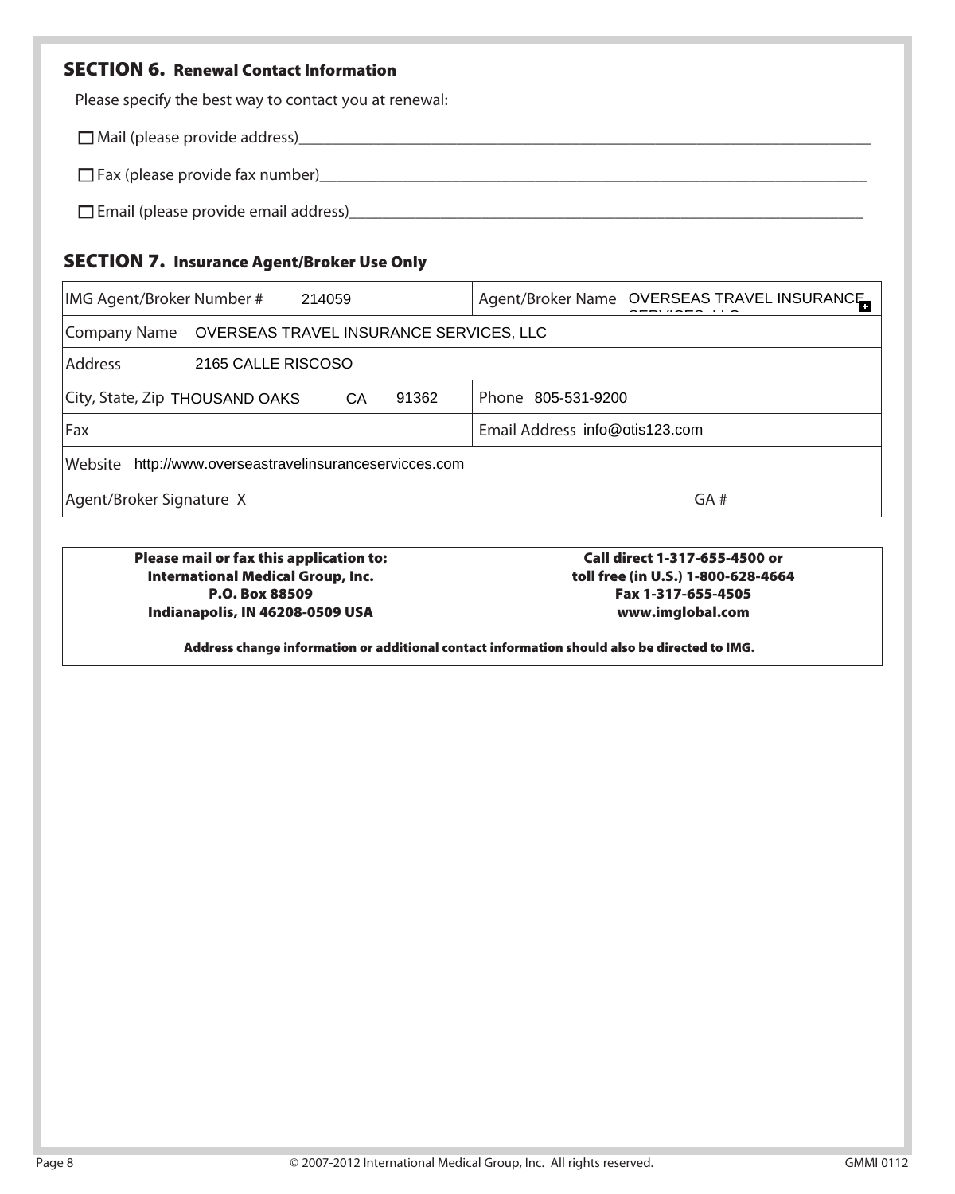## SECTION 6. Renewal Contact Information

Please specify the best way to contact you at renewal:

☐ Mail (please provide address)\_\_\_\_\_\_\_\_\_\_\_\_\_\_\_\_\_\_\_\_\_\_\_\_\_\_\_\_\_\_\_\_\_\_\_\_\_\_\_\_\_\_\_\_\_\_\_\_\_\_\_\_\_\_\_\_\_\_\_\_\_\_\_\_\_\_\_\_\_\_

☐ Fax (please provide fax number)\_\_\_\_\_\_\_\_\_\_\_\_\_\_\_\_\_\_\_\_\_\_\_\_\_\_\_\_\_\_\_\_\_\_\_\_\_\_\_\_\_\_\_\_\_\_\_\_\_\_\_\_\_\_\_\_\_\_\_\_\_\_\_\_\_\_\_\_

☐ Email (please provide email address)\_\_\_\_\_\_\_\_\_\_\_\_\_\_\_\_\_\_\_\_\_\_\_\_\_\_\_\_\_\_\_\_\_\_\_\_\_\_\_\_\_\_\_\_\_\_\_\_\_\_\_\_\_\_\_\_\_\_\_\_\_\_\_

## SECTION 7. Insurance Agent/Broker Use Only

| | |
|---|---|
| IMG Agent/Broker Number # 214059 | Agent/Broker Name OVERSEAS TRAVEL INSURANCE SERVICES, LLC |
| Company Name OVERSEAS TRAVEL INSURANCE SERVICES, LLC | |
| Address 2165 CALLE RISCOSO | |
| City, State, Zip THOUSAND OAKS CA 91362 | Phone 805-531-9200 |
| Fax | Email Address info@otis123.com |
| Website http://www.overseastravelinsuranceservicces.com | |
| Agent/Broker Signature X | GA # |

**Please mail or fax this application to:**
**International Medical Group, Inc.**
**P.O. Box 88509**
**Indianapolis, IN 46208-0509 USA**

**Call direct 1-317-655-4500 or**
**toll free (in U.S.) 1-800-628-4664**
**Fax 1-317-655-4505**
**www.imglobal.com**

**Address change information or additional contact information should also be directed to IMG.**

© 2007-2012 International Medical Group, Inc. All rights reserved.

GMMI 0112